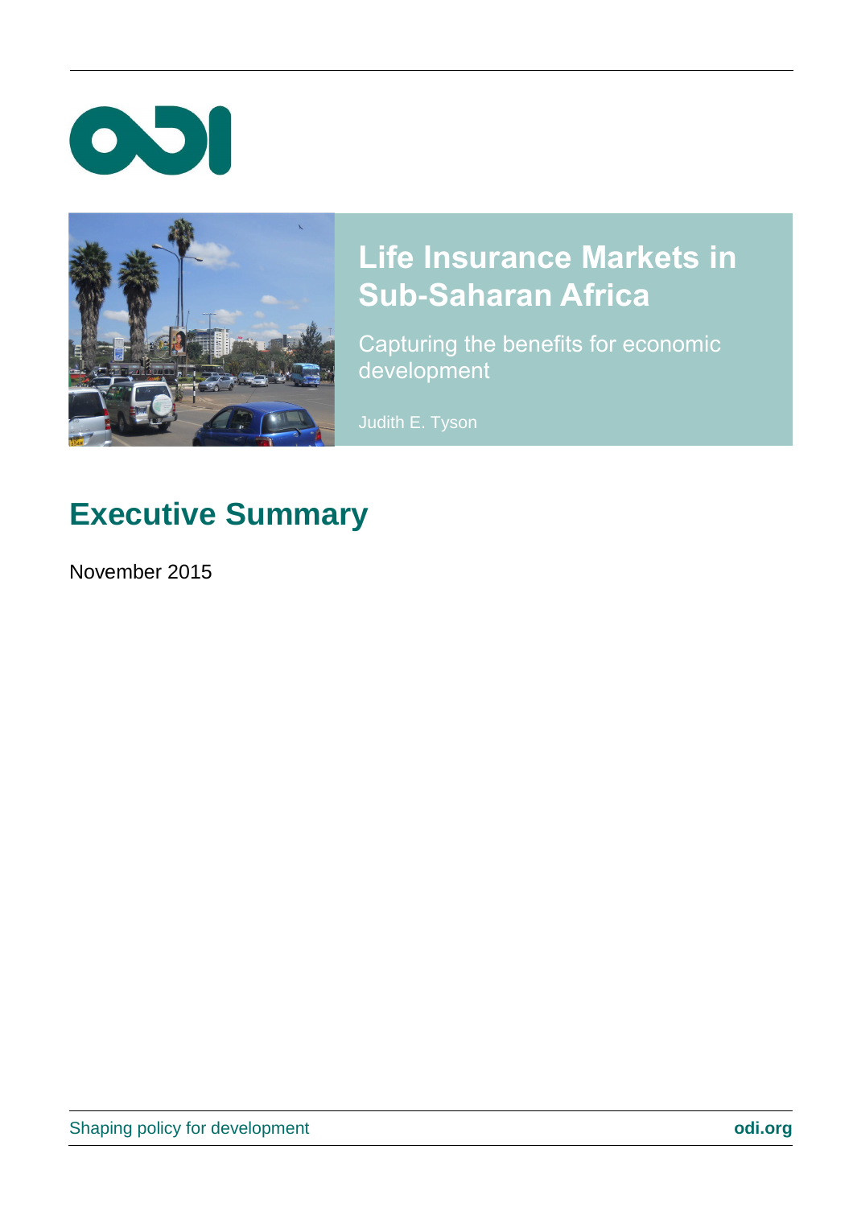# Life Insurance Markets in Sub-Saharan Africa

Capturing the benefits for economic development

Judith E. Tyson

## Executive Summary

November 2015

Shaping policy for development

odi.org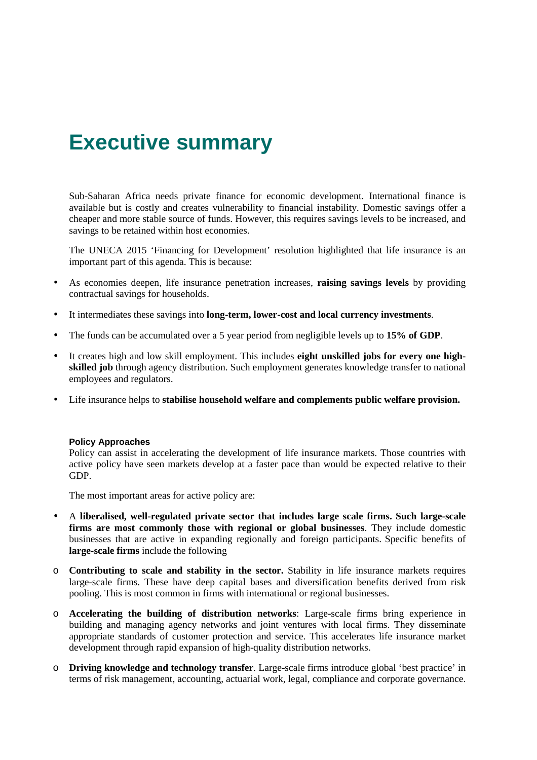# Executive summary

Sub-Saharan Africa needs private finance for economic development. International finance is available but is costly and creates vulnerability to financial instability. Domestic savings offer a cheaper and more stable source of funds. However, this requires savings levels to be increased, and savings to be retained within host economies.

The UNECA 2015 'Financing for Development' resolution highlighted that life insurance is an important part of this agenda. This is because:

- As economies deepen, life insurance penetration increases, **raising savings levels** by providing contractual savings for households.
- It intermediates these savings into **long-term, lower-cost and local currency investments**.
- The funds can be accumulated over a 5 year period from negligible levels up to **15% of GDP**.
- It creates high and low skill employment. This includes **eight unskilled jobs for every one high-skilled job** through agency distribution. Such employment generates knowledge transfer to national employees and regulators.
- Life insurance helps to **stabilise household welfare and complements public welfare provision.**

#### Policy Approaches

Policy can assist in accelerating the development of life insurance markets. Those countries with active policy have seen markets develop at a faster pace than would be expected relative to their GDP.

The most important areas for active policy are:

- A **liberalised, well-regulated private sector that includes large scale firms. Such large-scale firms are most commonly those with regional or global businesses**. They include domestic businesses that are active in expanding regionally and foreign participants. Specific benefits of **large-scale firms** include the following
  - **Contributing to scale and stability in the sector.** Stability in life insurance markets requires large-scale firms. These have deep capital bases and diversification benefits derived from risk pooling. This is most common in firms with international or regional businesses.
  - **Accelerating the building of distribution networks**: Large-scale firms bring experience in building and managing agency networks and joint ventures with local firms. They disseminate appropriate standards of customer protection and service. This accelerates life insurance market development through rapid expansion of high-quality distribution networks.
  - **Driving knowledge and technology transfer**. Large-scale firms introduce global 'best practice' in terms of risk management, accounting, actuarial work, legal, compliance and corporate governance.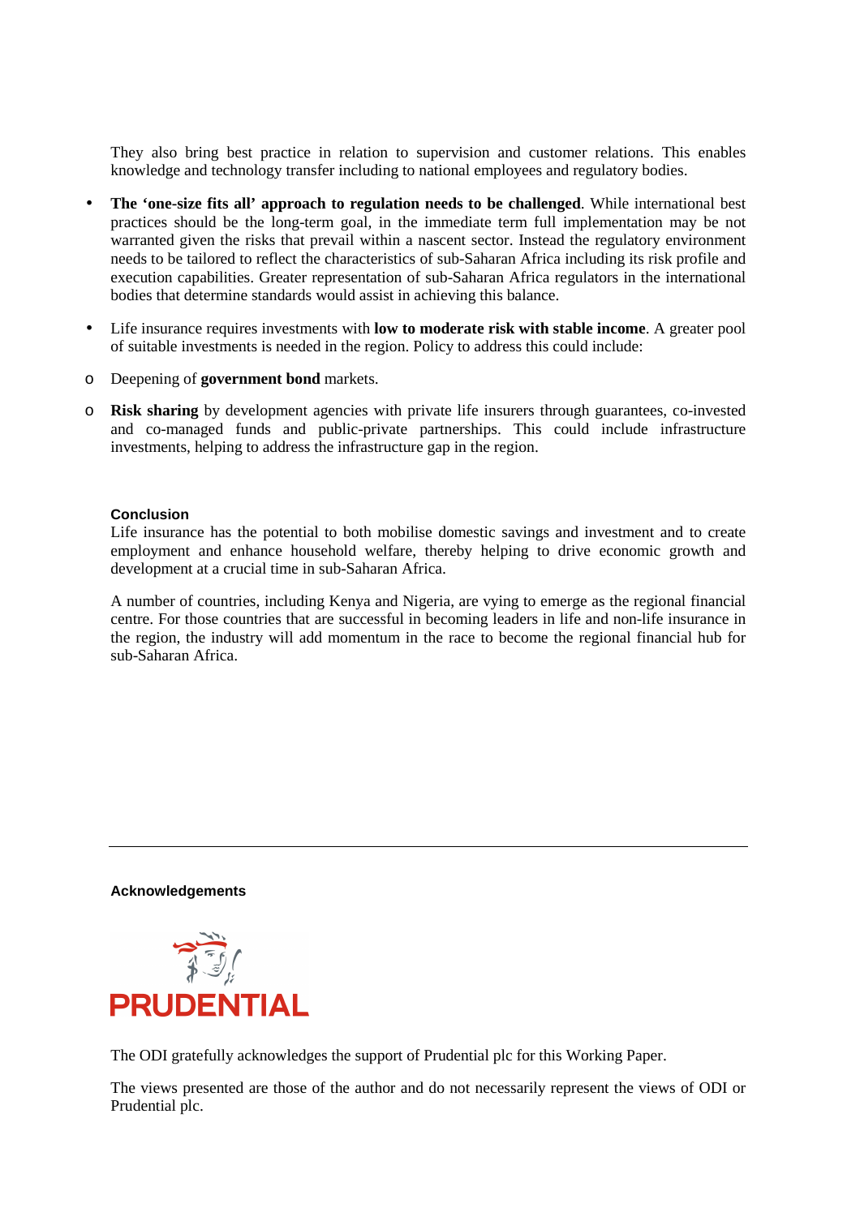They also bring best practice in relation to supervision and customer relations. This enables knowledge and technology transfer including to national employees and regulatory bodies.

- **The 'one-size fits all' approach to regulation needs to be challenged**. While international best practices should be the long-term goal, in the immediate term full implementation may be not warranted given the risks that prevail within a nascent sector. Instead the regulatory environment needs to be tailored to reflect the characteristics of sub-Saharan Africa including its risk profile and execution capabilities. Greater representation of sub-Saharan Africa regulators in the international bodies that determine standards would assist in achieving this balance.

- Life insurance requires investments with **low to moderate risk with stable income**. A greater pool of suitable investments is needed in the region. Policy to address this could include:

  - Deepening of **government bond** markets.

  - **Risk sharing** by development agencies with private life insurers through guarantees, co-invested and co-managed funds and public-private partnerships. This could include infrastructure investments, helping to address the infrastructure gap in the region.

**Conclusion**

Life insurance has the potential to both mobilise domestic savings and investment and to create employment and enhance household welfare, thereby helping to drive economic growth and development at a crucial time in sub-Saharan Africa.

A number of countries, including Kenya and Nigeria, are vying to emerge as the regional financial centre. For those countries that are successful in becoming leaders in life and non-life insurance in the region, the industry will add momentum in the race to become the regional financial hub for sub-Saharan Africa.

---

**Acknowledgements**

PRUDENTIAL

The ODI gratefully acknowledges the support of Prudential plc for this Working Paper.

The views presented are those of the author and do not necessarily represent the views of ODI or Prudential plc.